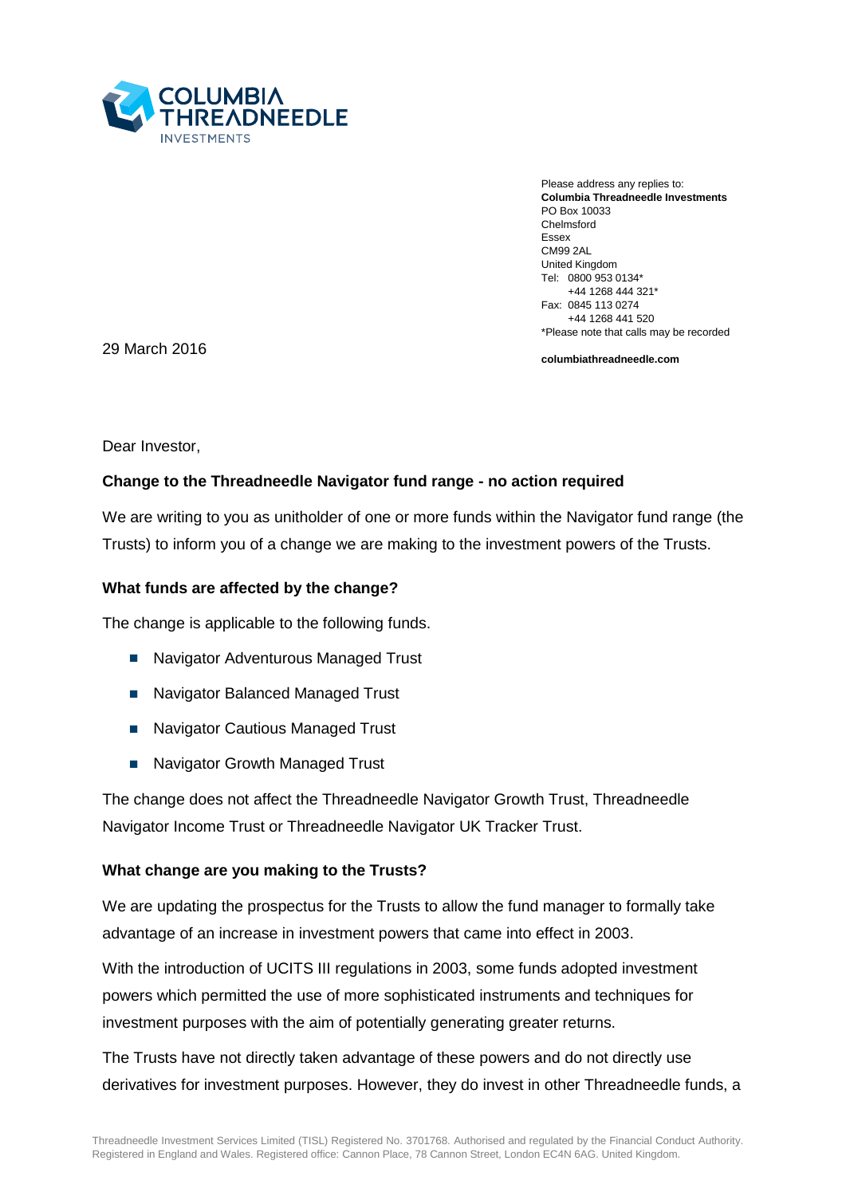Please address any replies to:
**Columbia Threadneedle Investments**
PO Box 10033
Chelmsford
Essex
CM99 2AL
United Kingdom
Tel: 0800 953 0134*
+44 1268 444 321*
Fax: 0845 113 0274
+44 1268 441 520
*Please note that calls may be recorded

**columbiathreadneedle.com**

29 March 2016

Dear Investor,

**Change to the Threadneedle Navigator fund range - no action required**

We are writing to you as unitholder of one or more funds within the Navigator fund range (the Trusts) to inform you of a change we are making to the investment powers of the Trusts.

**What funds are affected by the change?**

The change is applicable to the following funds.

- Navigator Adventurous Managed Trust
- Navigator Balanced Managed Trust
- Navigator Cautious Managed Trust
- Navigator Growth Managed Trust

The change does not affect the Threadneedle Navigator Growth Trust, Threadneedle Navigator Income Trust or Threadneedle Navigator UK Tracker Trust.

**What change are you making to the Trusts?**

We are updating the prospectus for the Trusts to allow the fund manager to formally take advantage of an increase in investment powers that came into effect in 2003.

With the introduction of UCITS III regulations in 2003, some funds adopted investment powers which permitted the use of more sophisticated instruments and techniques for investment purposes with the aim of potentially generating greater returns.

The Trusts have not directly taken advantage of these powers and do not directly use derivatives for investment purposes. However, they do invest in other Threadneedle funds, a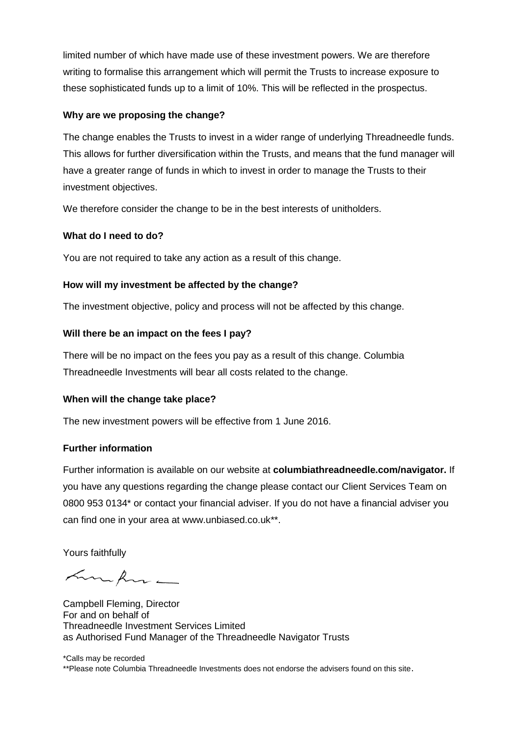limited number of which have made use of these investment powers. We are therefore writing to formalise this arrangement which will permit the Trusts to increase exposure to these sophisticated funds up to a limit of 10%. This will be reflected in the prospectus.

**Why are we proposing the change?**

The change enables the Trusts to invest in a wider range of underlying Threadneedle funds. This allows for further diversification within the Trusts, and means that the fund manager will have a greater range of funds in which to invest in order to manage the Trusts to their investment objectives.

We therefore consider the change to be in the best interests of unitholders.

**What do I need to do?**

You are not required to take any action as a result of this change.

**How will my investment be affected by the change?**

The investment objective, policy and process will not be affected by this change.

**Will there be an impact on the fees I pay?**

There will be no impact on the fees you pay as a result of this change. Columbia Threadneedle Investments will bear all costs related to the change.

**When will the change take place?**

The new investment powers will be effective from 1 June 2016.

**Further information**

Further information is available on our website at **columbiathreadneedle.com/navigator.** If you have any questions regarding the change please contact our Client Services Team on 0800 953 0134* or contact your financial adviser. If you do not have a financial adviser you can find one in your area at www.unbiased.co.uk**.

Yours faithfully

Campbell Fleming, Director
For and on behalf of
Threadneedle Investment Services Limited
as Authorised Fund Manager of the Threadneedle Navigator Trusts

*Calls may be recorded
**Please note Columbia Threadneedle Investments does not endorse the advisers found on this site.